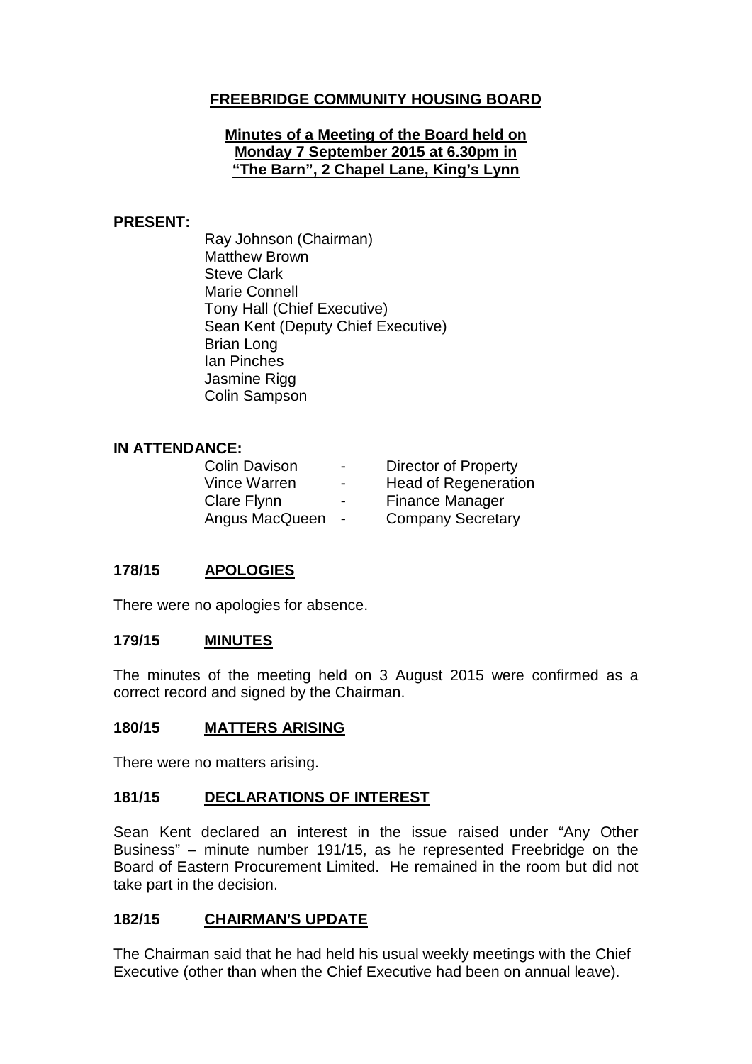# FREEBRIDGE COMMUNITY HOUSING BOARD

**Minutes of a Meeting of the Board held on Monday 7 September 2015 at 6.30pm in "The Barn", 2 Chapel Lane, King's Lynn**

**PRESENT:**

Ray Johnson (Chairman)
Matthew Brown
Steve Clark
Marie Connell
Tony Hall (Chief Executive)
Sean Kent (Deputy Chief Executive)
Brian Long
Ian Pinches
Jasmine Rigg
Colin Sampson

**IN ATTENDANCE:**

| | | |
|---|---|---|
| Colin Davison | - | Director of Property |
| Vince Warren | - | Head of Regeneration |
| Clare Flynn | - | Finance Manager |
| Angus MacQueen | - | Company Secretary |

## 178/15 APOLOGIES

There were no apologies for absence.

## 179/15 MINUTES

The minutes of the meeting held on 3 August 2015 were confirmed as a correct record and signed by the Chairman.

## 180/15 MATTERS ARISING

There were no matters arising.

## 181/15 DECLARATIONS OF INTEREST

Sean Kent declared an interest in the issue raised under "Any Other Business" – minute number 191/15, as he represented Freebridge on the Board of Eastern Procurement Limited. He remained in the room but did not take part in the decision.

## 182/15 CHAIRMAN'S UPDATE

The Chairman said that he had held his usual weekly meetings with the Chief Executive (other than when the Chief Executive had been on annual leave).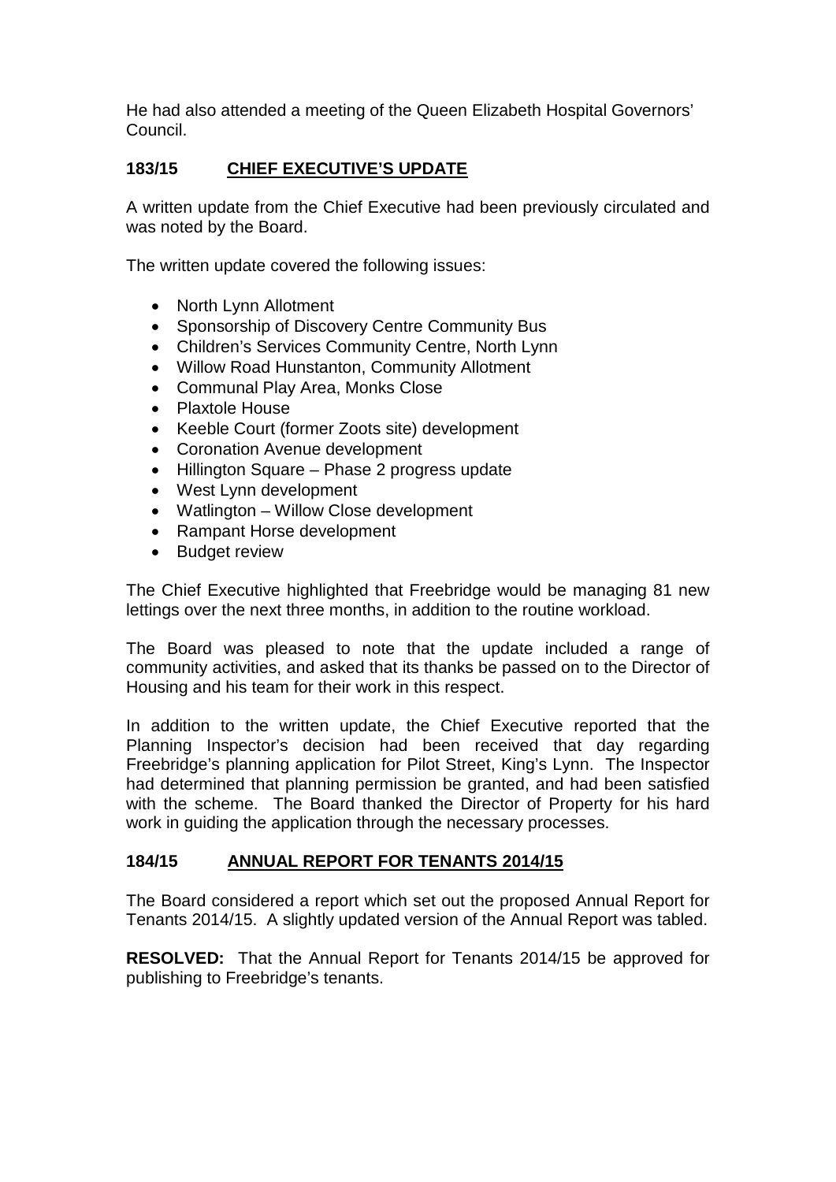He had also attended a meeting of the Queen Elizabeth Hospital Governors' Council.

## 183/15 CHIEF EXECUTIVE'S UPDATE

A written update from the Chief Executive had been previously circulated and was noted by the Board.

The written update covered the following issues:

- North Lynn Allotment
- Sponsorship of Discovery Centre Community Bus
- Children's Services Community Centre, North Lynn
- Willow Road Hunstanton, Community Allotment
- Communal Play Area, Monks Close
- Plaxtole House
- Keeble Court (former Zoots site) development
- Coronation Avenue development
- Hillington Square – Phase 2 progress update
- West Lynn development
- Watlington – Willow Close development
- Rampant Horse development
- Budget review

The Chief Executive highlighted that Freebridge would be managing 81 new lettings over the next three months, in addition to the routine workload.

The Board was pleased to note that the update included a range of community activities, and asked that its thanks be passed on to the Director of Housing and his team for their work in this respect.

In addition to the written update, the Chief Executive reported that the Planning Inspector's decision had been received that day regarding Freebridge's planning application for Pilot Street, King's Lynn. The Inspector had determined that planning permission be granted, and had been satisfied with the scheme. The Board thanked the Director of Property for his hard work in guiding the application through the necessary processes.

## 184/15 ANNUAL REPORT FOR TENANTS 2014/15

The Board considered a report which set out the proposed Annual Report for Tenants 2014/15. A slightly updated version of the Annual Report was tabled.

**RESOLVED:** That the Annual Report for Tenants 2014/15 be approved for publishing to Freebridge's tenants.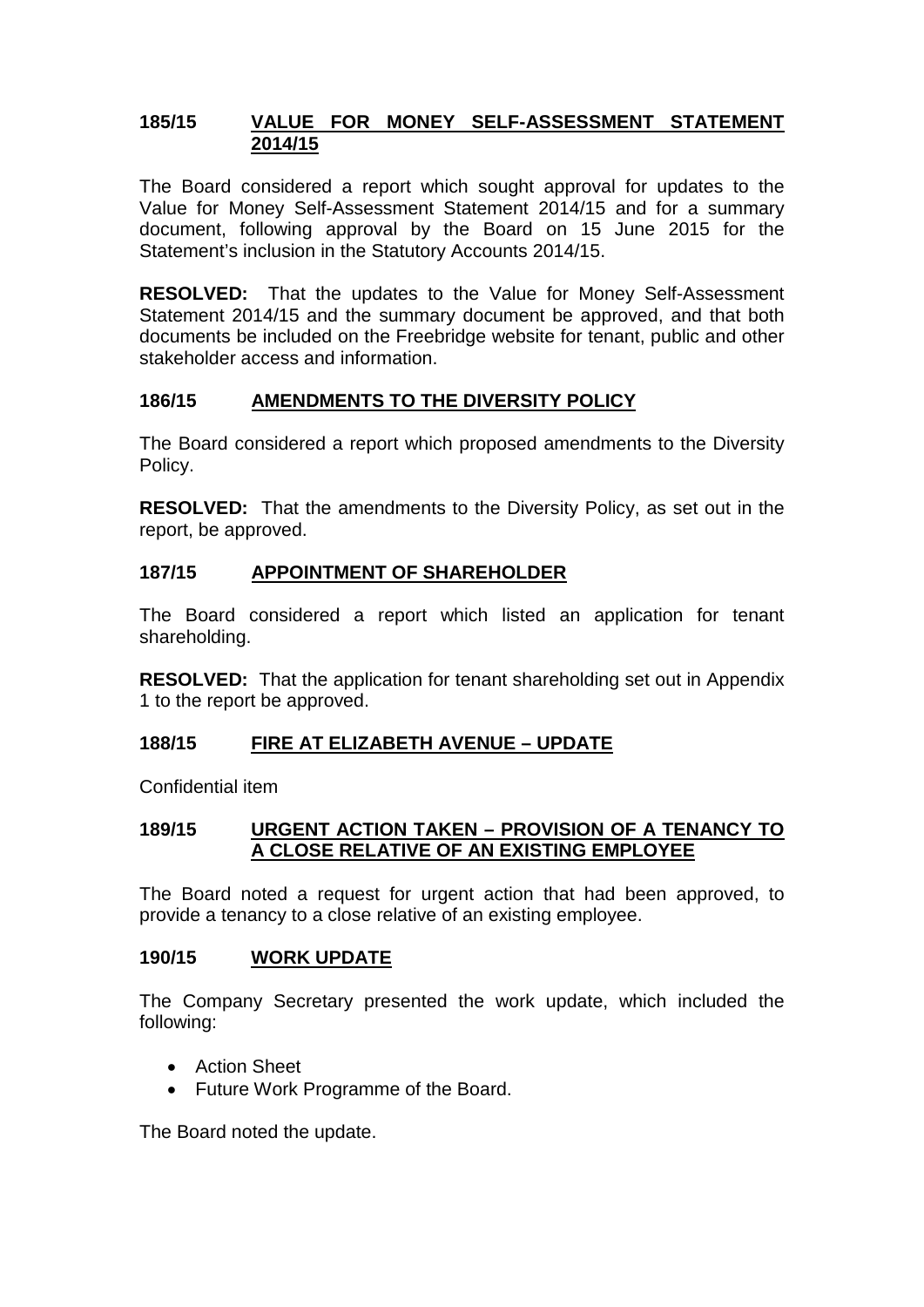## 185/15 VALUE FOR MONEY SELF-ASSESSMENT STATEMENT 2014/15

The Board considered a report which sought approval for updates to the Value for Money Self-Assessment Statement 2014/15 and for a summary document, following approval by the Board on 15 June 2015 for the Statement's inclusion in the Statutory Accounts 2014/15.

**RESOLVED:** That the updates to the Value for Money Self-Assessment Statement 2014/15 and the summary document be approved, and that both documents be included on the Freebridge website for tenant, public and other stakeholder access and information.

## 186/15 AMENDMENTS TO THE DIVERSITY POLICY

The Board considered a report which proposed amendments to the Diversity Policy.

**RESOLVED:** That the amendments to the Diversity Policy, as set out in the report, be approved.

## 187/15 APPOINTMENT OF SHAREHOLDER

The Board considered a report which listed an application for tenant shareholding.

**RESOLVED:** That the application for tenant shareholding set out in Appendix 1 to the report be approved.

## 188/15 FIRE AT ELIZABETH AVENUE – UPDATE

Confidential item

## 189/15 URGENT ACTION TAKEN – PROVISION OF A TENANCY TO A CLOSE RELATIVE OF AN EXISTING EMPLOYEE

The Board noted a request for urgent action that had been approved, to provide a tenancy to a close relative of an existing employee.

## 190/15 WORK UPDATE

The Company Secretary presented the work update, which included the following:

- Action Sheet
- Future Work Programme of the Board.

The Board noted the update.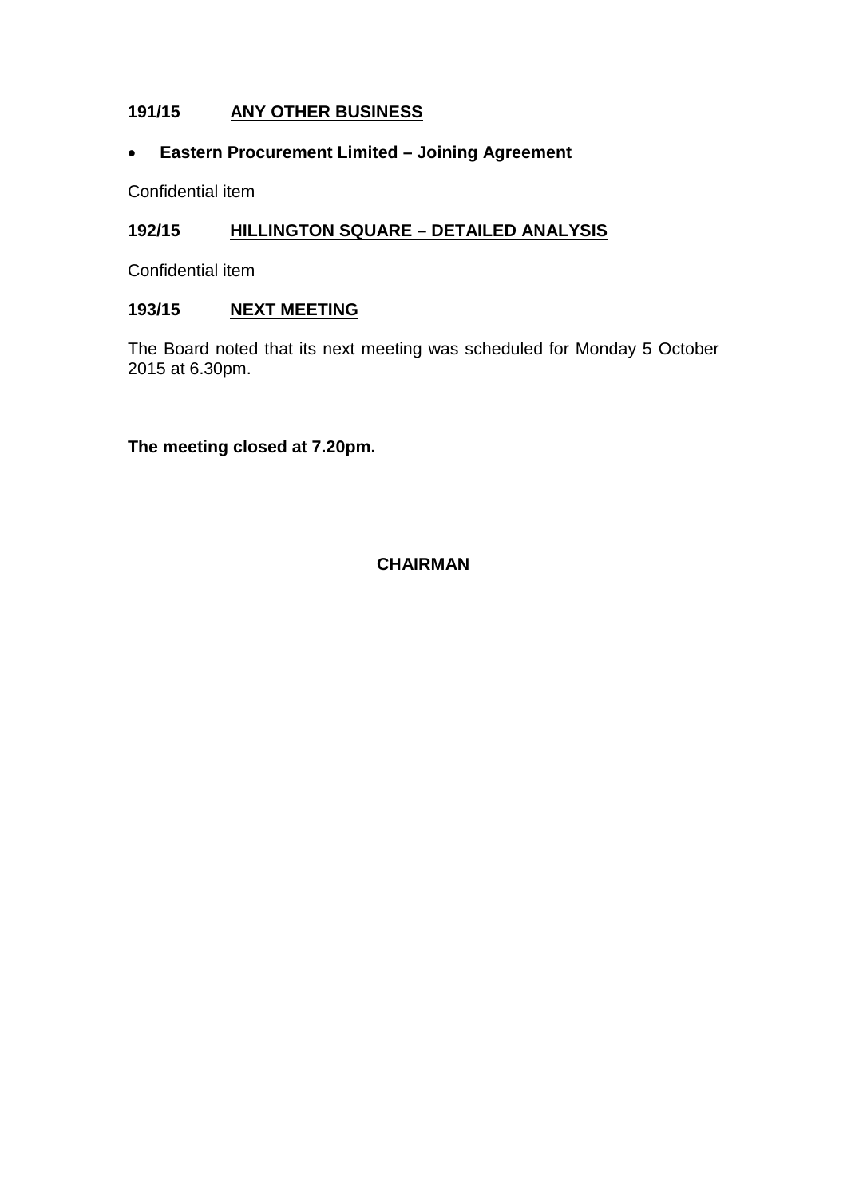## 191/15 ANY OTHER BUSINESS

- **Eastern Procurement Limited – Joining Agreement**

Confidential item

## 192/15 HILLINGTON SQUARE – DETAILED ANALYSIS

Confidential item

## 193/15 NEXT MEETING

The Board noted that its next meeting was scheduled for Monday 5 October 2015 at 6.30pm.

**The meeting closed at 7.20pm.**

**CHAIRMAN**